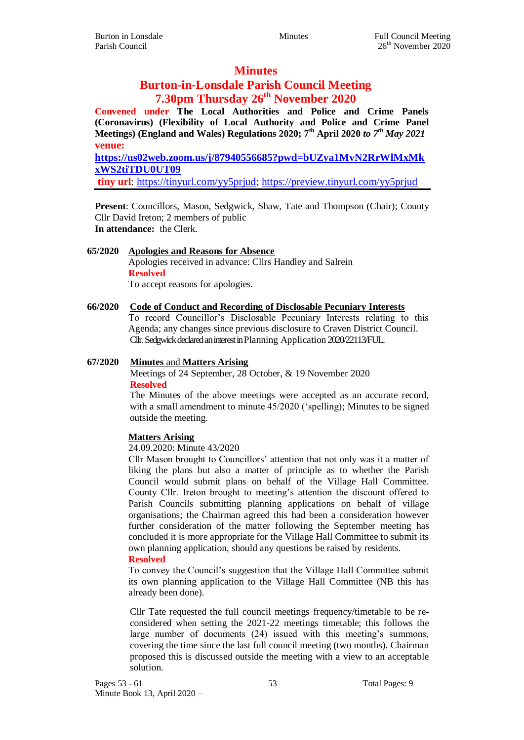# Minutes

## Burton-in-Lonsdale Parish Council Meeting

## 7.30pm Thursday 26th November 2020

**Convened under The Local Authorities and Police and Crime Panels (Coronavirus) (Flexibility of Local Authority and Police and Crime Panel Meetings) (England and Wales) Regulations 2020; 7th April 2020 *to 7th May 2021***

**venue:**

**https://us02web.zoom.us/j/87940556685?pwd=bUZya1MvN2RrWlMxMkxWS2tiTDU0UT09**

**tiny url**: https://tinyurl.com/yy5prjud; https://preview.tinyurl.com/yy5prjud

**Present**: Councillors, Mason, Sedgwick, Shaw, Tate and Thompson (Chair); County Cllr David Ireton; 2 members of public

**In attendance:** the Clerk.

**65/2020 Apologies and Reasons for Absence**

Apologies received in advance: Cllrs Handley and Salrein

**Resolved**

To accept reasons for apologies.

**66/2020 Code of Conduct and Recording of Disclosable Pecuniary Interests**

To record Councillor's Disclosable Pecuniary Interests relating to this Agenda; any changes since previous disclosure to Craven District Council.

Cllr. Sedgwick declared an interest in Planning Application 2020/22113/FUL.

**67/2020 Minutes and Matters Arising**

Meetings of 24 September, 28 October, & 19 November 2020

**Resolved**

The Minutes of the above meetings were accepted as an accurate record, with a small amendment to minute 45/2020 ('spelling); Minutes to be signed outside the meeting.

**Matters Arising**

24.09.2020: Minute 43/2020

Cllr Mason brought to Councillors' attention that not only was it a matter of liking the plans but also a matter of principle as to whether the Parish Council would submit plans on behalf of the Village Hall Committee. County Cllr. Ireton brought to meeting's attention the discount offered to Parish Councils submitting planning applications on behalf of village organisations; the Chairman agreed this had been a consideration however further consideration of the matter following the September meeting has concluded it is more appropriate for the Village Hall Committee to submit its own planning application, should any questions be raised by residents.

**Resolved**

To convey the Council's suggestion that the Village Hall Committee submit its own planning application to the Village Hall Committee (NB this has already been done).

Cllr Tate requested the full council meetings frequency/timetable to be re-considered when setting the 2021-22 meetings timetable; this follows the large number of documents (24) issued with this meeting's summons, covering the time since the last full council meeting (two months). Chairman proposed this is discussed outside the meeting with a view to an acceptable solution.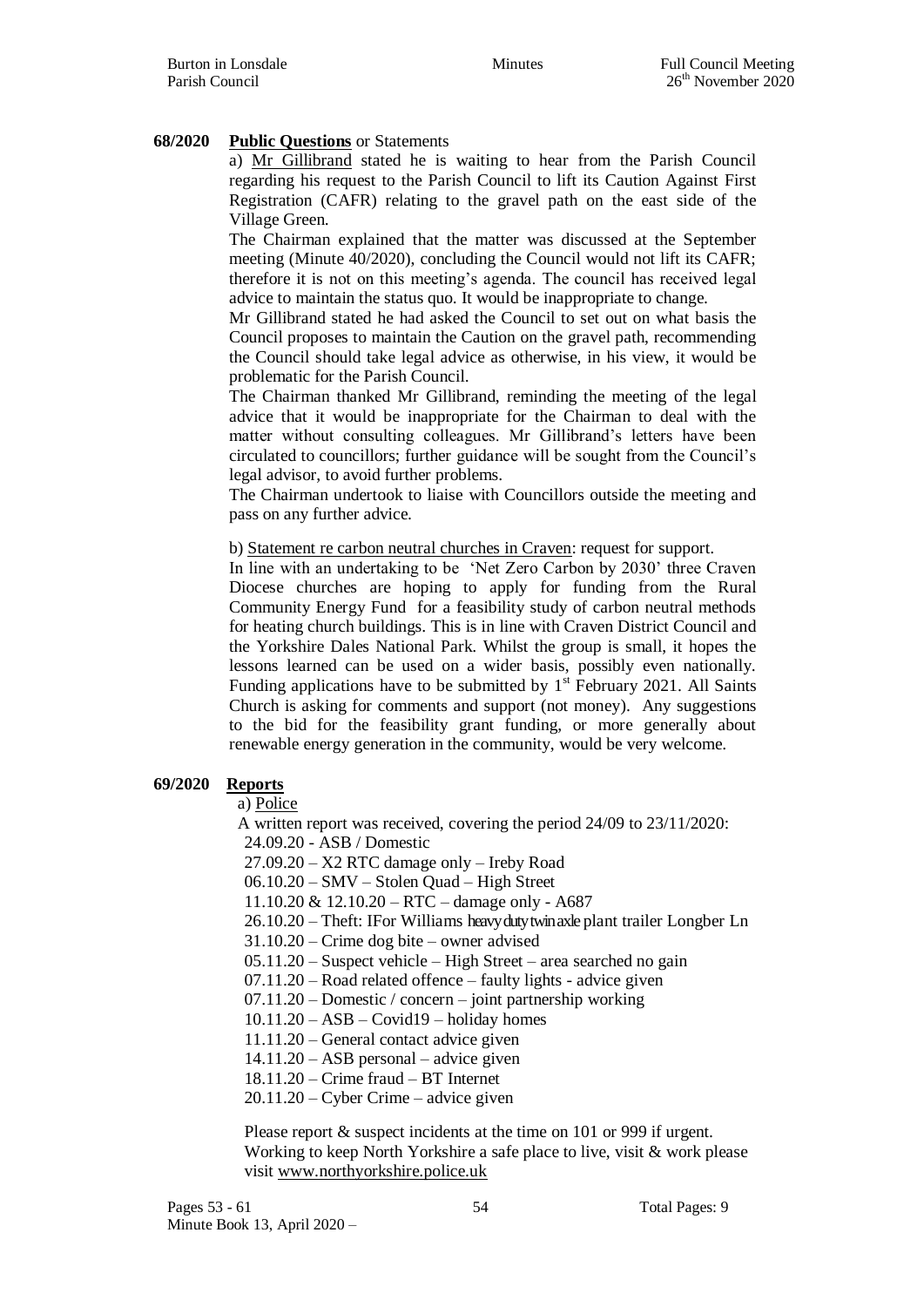**68/2020 Public Questions** or Statements

a) Mr Gillibrand stated he is waiting to hear from the Parish Council regarding his request to the Parish Council to lift its Caution Against First Registration (CAFR) relating to the gravel path on the east side of the Village Green.

The Chairman explained that the matter was discussed at the September meeting (Minute 40/2020), concluding the Council would not lift its CAFR; therefore it is not on this meeting's agenda. The council has received legal advice to maintain the status quo. It would be inappropriate to change.

Mr Gillibrand stated he had asked the Council to set out on what basis the Council proposes to maintain the Caution on the gravel path, recommending the Council should take legal advice as otherwise, in his view, it would be problematic for the Parish Council.

The Chairman thanked Mr Gillibrand, reminding the meeting of the legal advice that it would be inappropriate for the Chairman to deal with the matter without consulting colleagues. Mr Gillibrand's letters have been circulated to councillors; further guidance will be sought from the Council's legal advisor, to avoid further problems.

The Chairman undertook to liaise with Councillors outside the meeting and pass on any further advice.

b) Statement re carbon neutral churches in Craven: request for support.

In line with an undertaking to be 'Net Zero Carbon by 2030' three Craven Diocese churches are hoping to apply for funding from the Rural Community Energy Fund for a feasibility study of carbon neutral methods for heating church buildings. This is in line with Craven District Council and the Yorkshire Dales National Park. Whilst the group is small, it hopes the lessons learned can be used on a wider basis, possibly even nationally. Funding applications have to be submitted by 1st February 2021. All Saints Church is asking for comments and support (not money). Any suggestions to the bid for the feasibility grant funding, or more generally about renewable energy generation in the community, would be very welcome.

**69/2020 Reports**

a) Police

A written report was received, covering the period 24/09 to 23/11/2020:

24.09.20 - ASB / Domestic
27.09.20 – X2 RTC damage only – Ireby Road
06.10.20 – SMV – Stolen Quad – High Street
11.10.20 & 12.10.20 – RTC – damage only - A687
26.10.20 – Theft: IFor Williams heavy duty twin axle plant trailer Longber Ln
31.10.20 – Crime dog bite – owner advised
05.11.20 – Suspect vehicle – High Street – area searched no gain
07.11.20 – Road related offence – faulty lights - advice given
07.11.20 – Domestic / concern – joint partnership working
10.11.20 – ASB – Covid19 – holiday homes
11.11.20 – General contact advice given
14.11.20 – ASB personal – advice given
18.11.20 – Crime fraud – BT Internet
20.11.20 – Cyber Crime – advice given

Please report & suspect incidents at the time on 101 or 999 if urgent.
Working to keep North Yorkshire a safe place to live, visit & work please visit www.northyorkshire.police.uk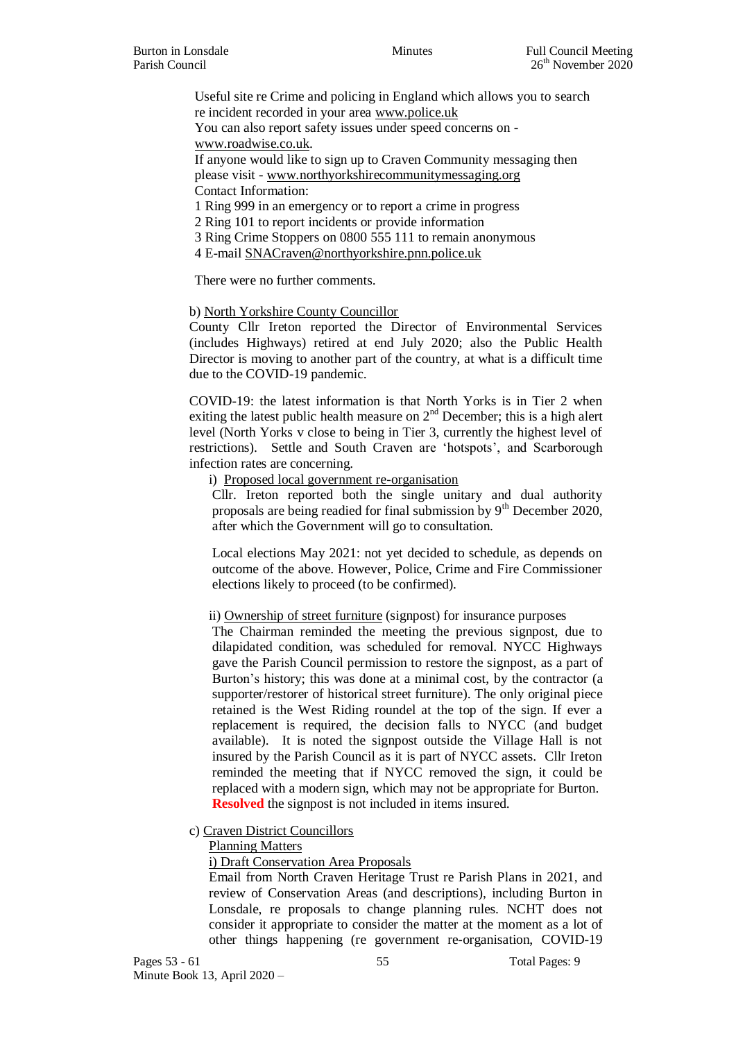Useful site re Crime and policing in England which allows you to search re incident recorded in your area www.police.uk

You can also report safety issues under speed concerns on - www.roadwise.co.uk.

If anyone would like to sign up to Craven Community messaging then please visit - www.northyorkshirecommunitymessaging.org

Contact Information:

1 Ring 999 in an emergency or to report a crime in progress

2 Ring 101 to report incidents or provide information

3 Ring Crime Stoppers on 0800 555 111 to remain anonymous

4 E-mail SNACraven@northyorkshire.pnn.police.uk

There were no further comments.

b) North Yorkshire County Councillor

County Cllr Ireton reported the Director of Environmental Services (includes Highways) retired at end July 2020; also the Public Health Director is moving to another part of the country, at what is a difficult time due to the COVID-19 pandemic.

COVID-19: the latest information is that North Yorks is in Tier 2 when exiting the latest public health measure on 2nd December; this is a high alert level (North Yorks v close to being in Tier 3, currently the highest level of restrictions). Settle and South Craven are 'hotspots', and Scarborough infection rates are concerning.

i) Proposed local government re-organisation

Cllr. Ireton reported both the single unitary and dual authority proposals are being readied for final submission by 9th December 2020, after which the Government will go to consultation.

Local elections May 2021: not yet decided to schedule, as depends on outcome of the above. However, Police, Crime and Fire Commissioner elections likely to proceed (to be confirmed).

ii) Ownership of street furniture (signpost) for insurance purposes

The Chairman reminded the meeting the previous signpost, due to dilapidated condition, was scheduled for removal. NYCC Highways gave the Parish Council permission to restore the signpost, as a part of Burton's history; this was done at a minimal cost, by the contractor (a supporter/restorer of historical street furniture). The only original piece retained is the West Riding roundel at the top of the sign. If ever a replacement is required, the decision falls to NYCC (and budget available). It is noted the signpost outside the Village Hall is not insured by the Parish Council as it is part of NYCC assets. Cllr Ireton reminded the meeting that if NYCC removed the sign, it could be replaced with a modern sign, which may not be appropriate for Burton. **Resolved** the signpost is not included in items insured.

c) Craven District Councillors

Planning Matters

i) Draft Conservation Area Proposals

Email from North Craven Heritage Trust re Parish Plans in 2021, and review of Conservation Areas (and descriptions), including Burton in Lonsdale, re proposals to change planning rules. NCHT does not consider it appropriate to consider the matter at the moment as a lot of other things happening (re government re-organisation, COVID-19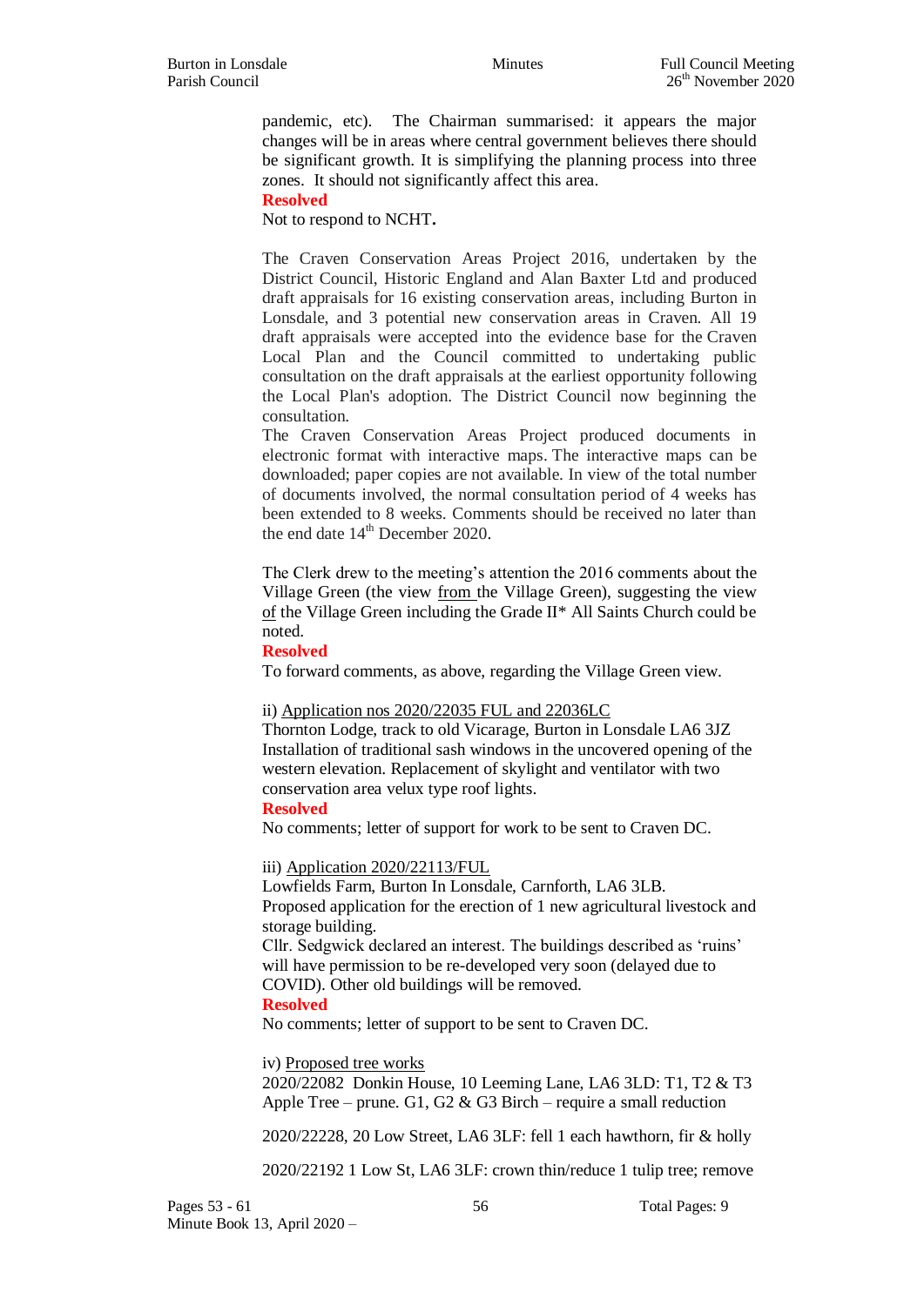pandemic, etc). The Chairman summarised: it appears the major changes will be in areas where central government believes there should be significant growth. It is simplifying the planning process into three zones. It should not significantly affect this area.

**Resolved**

Not to respond to NCHT**.**

The Craven Conservation Areas Project 2016, undertaken by the District Council, Historic England and Alan Baxter Ltd and produced draft appraisals for 16 existing conservation areas, including Burton in Lonsdale, and 3 potential new conservation areas in Craven. All 19 draft appraisals were accepted into the evidence base for the Craven Local Plan and the Council committed to undertaking public consultation on the draft appraisals at the earliest opportunity following the Local Plan's adoption. The District Council now beginning the consultation.

The Craven Conservation Areas Project produced documents in electronic format with interactive maps. The interactive maps can be downloaded; paper copies are not available. In view of the total number of documents involved, the normal consultation period of 4 weeks has been extended to 8 weeks. Comments should be received no later than the end date 14th December 2020.

The Clerk drew to the meeting's attention the 2016 comments about the Village Green (the view <u>from</u> the Village Green), suggesting the view <u>of</u> the Village Green including the Grade II* All Saints Church could be noted.

**Resolved**

To forward comments, as above, regarding the Village Green view.

ii) <u>Application nos 2020/22035 FUL and 22036LC</u>

Thornton Lodge, track to old Vicarage, Burton in Lonsdale LA6 3JZ Installation of traditional sash windows in the uncovered opening of the western elevation. Replacement of skylight and ventilator with two conservation area velux type roof lights.

**Resolved**

No comments; letter of support for work to be sent to Craven DC.

iii) <u>Application 2020/22113/FUL</u>

Lowfields Farm, Burton In Lonsdale, Carnforth, LA6 3LB.

Proposed application for the erection of 1 new agricultural livestock and storage building.

Cllr. Sedgwick declared an interest. The buildings described as 'ruins' will have permission to be re-developed very soon (delayed due to COVID). Other old buildings will be removed.

**Resolved**

No comments; letter of support to be sent to Craven DC.

iv) <u>Proposed tree works</u>

2020/22082 Donkin House, 10 Leeming Lane, LA6 3LD: T1, T2 & T3 Apple Tree – prune. G1, G2 & G3 Birch – require a small reduction

2020/22228, 20 Low Street, LA6 3LF: fell 1 each hawthorn, fir & holly

2020/22192 1 Low St, LA6 3LF: crown thin/reduce 1 tulip tree; remove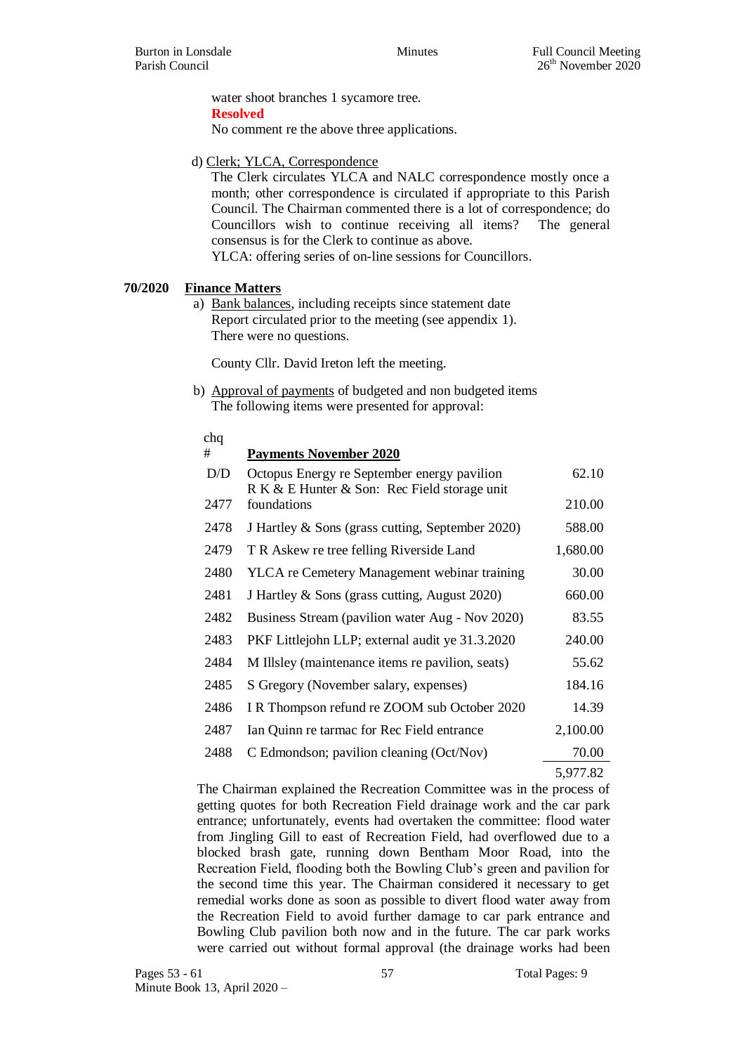water shoot branches 1 sycamore tree.

**Resolved**

No comment re the above three applications.

d) Clerk; YLCA, Correspondence

The Clerk circulates YLCA and NALC correspondence mostly once a month; other correspondence is circulated if appropriate to this Parish Council. The Chairman commented there is a lot of correspondence; do Councillors wish to continue receiving all items? The general consensus is for the Clerk to continue as above.

YLCA: offering series of on-line sessions for Councillors.

**70/2020 Finance Matters**

a) Bank balances, including receipts since statement date

Report circulated prior to the meeting (see appendix 1).

There were no questions.

County Cllr. David Ireton left the meeting.

b) Approval of payments of budgeted and non budgeted items

The following items were presented for approval:

| chq # | **Payments November 2020** | |
|---|---|---|
| D/D | Octopus Energy re September energy pavilion | 62.10 |
| 2477 | R K & E Hunter & Son: Rec Field storage unit foundations | 210.00 |
| 2478 | J Hartley & Sons (grass cutting, September 2020) | 588.00 |
| 2479 | T R Askew re tree felling Riverside Land | 1,680.00 |
| 2480 | YLCA re Cemetery Management webinar training | 30.00 |
| 2481 | J Hartley & Sons (grass cutting, August 2020) | 660.00 |
| 2482 | Business Stream (pavilion water Aug - Nov 2020) | 83.55 |
| 2483 | PKF Littlejohn LLP; external audit ye 31.3.2020 | 240.00 |
| 2484 | M Illsley (maintenance items re pavilion, seats) | 55.62 |
| 2485 | S Gregory (November salary, expenses) | 184.16 |
| 2486 | I R Thompson refund re ZOOM sub October 2020 | 14.39 |
| 2487 | Ian Quinn re tarmac for Rec Field entrance | 2,100.00 |
| 2488 | C Edmondson; pavilion cleaning (Oct/Nov) | 70.00 |
| | | 5,977.82 |

The Chairman explained the Recreation Committee was in the process of getting quotes for both Recreation Field drainage work and the car park entrance; unfortunately, events had overtaken the committee: flood water from Jingling Gill to east of Recreation Field, had overflowed due to a blocked brash gate, running down Bentham Moor Road, into the Recreation Field, flooding both the Bowling Club's green and pavilion for the second time this year. The Chairman considered it necessary to get remedial works done as soon as possible to divert flood water away from the Recreation Field to avoid further damage to car park entrance and Bowling Club pavilion both now and in the future. The car park works were carried out without formal approval (the drainage works had been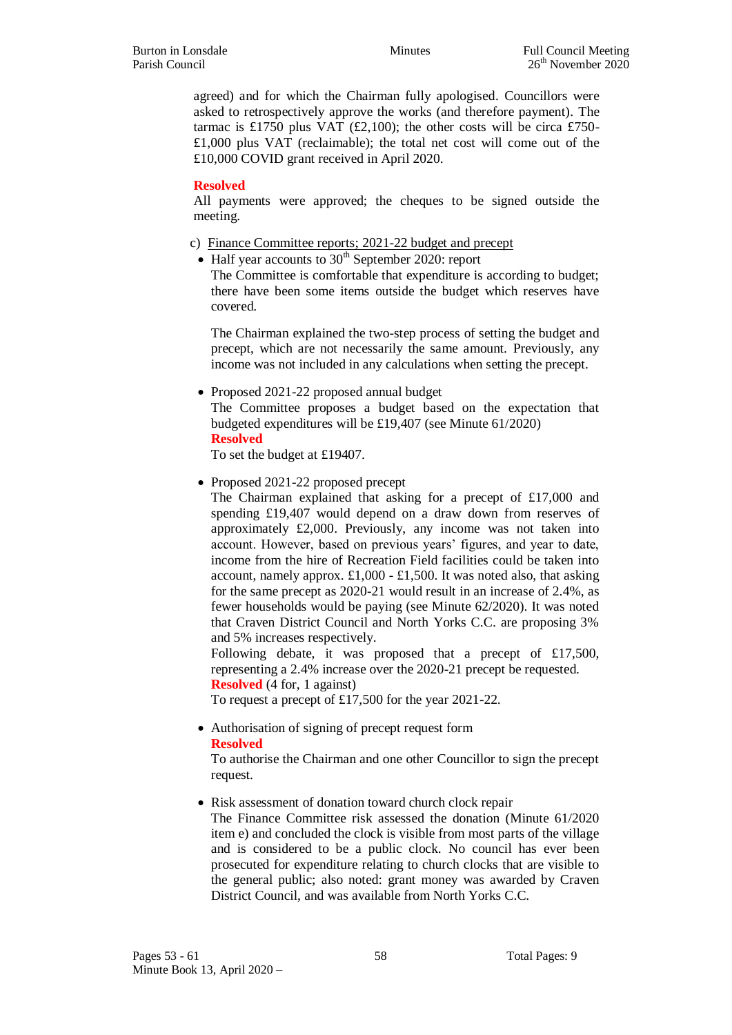agreed) and for which the Chairman fully apologised. Councillors were asked to retrospectively approve the works (and therefore payment). The tarmac is £1750 plus VAT (£2,100); the other costs will be circa £750-£1,000 plus VAT (reclaimable); the total net cost will come out of the £10,000 COVID grant received in April 2020.

**Resolved**

All payments were approved; the cheques to be signed outside the meeting.

c) Finance Committee reports; 2021-22 budget and precept

- Half year accounts to 30th September 2020: report

  The Committee is comfortable that expenditure is according to budget; there have been some items outside the budget which reserves have covered.

  The Chairman explained the two-step process of setting the budget and precept, which are not necessarily the same amount. Previously, any income was not included in any calculations when setting the precept.

- Proposed 2021-22 proposed annual budget

  The Committee proposes a budget based on the expectation that budgeted expenditures will be £19,407 (see Minute 61/2020)

  **Resolved**

  To set the budget at £19407.

- Proposed 2021-22 proposed precept

  The Chairman explained that asking for a precept of £17,000 and spending £19,407 would depend on a draw down from reserves of approximately £2,000. Previously, any income was not taken into account. However, based on previous years' figures, and year to date, income from the hire of Recreation Field facilities could be taken into account, namely approx. £1,000 - £1,500. It was noted also, that asking for the same precept as 2020-21 would result in an increase of 2.4%, as fewer households would be paying (see Minute 62/2020). It was noted that Craven District Council and North Yorks C.C. are proposing 3% and 5% increases respectively.

  Following debate, it was proposed that a precept of £17,500, representing a 2.4% increase over the 2020-21 precept be requested.

  **Resolved** (4 for, 1 against)

  To request a precept of £17,500 for the year 2021-22.

- Authorisation of signing of precept request form

  **Resolved**

  To authorise the Chairman and one other Councillor to sign the precept request.

- Risk assessment of donation toward church clock repair

  The Finance Committee risk assessed the donation (Minute 61/2020 item e) and concluded the clock is visible from most parts of the village and is considered to be a public clock. No council has ever been prosecuted for expenditure relating to church clocks that are visible to the general public; also noted: grant money was awarded by Craven District Council, and was available from North Yorks C.C.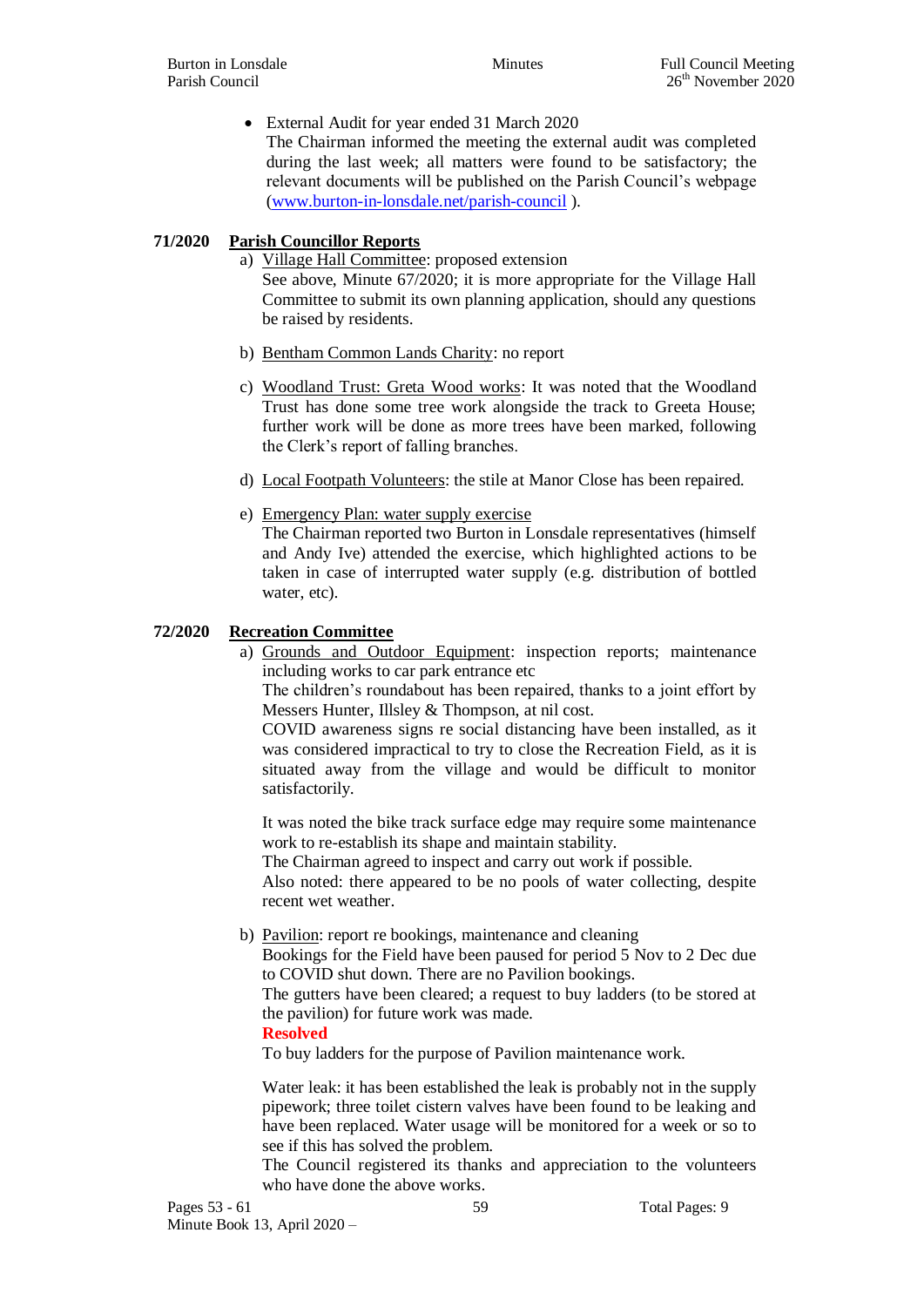- External Audit for year ended 31 March 2020

  The Chairman informed the meeting the external audit was completed during the last week; all matters were found to be satisfactory; the relevant documents will be published on the Parish Council's webpage ([www.burton-in-lonsdale.net/parish-council](http://www.burton-in-lonsdale.net/parish-council) ).

**71/2020 Parish Councillor Reports**

a) Village Hall Committee: proposed extension
   See above, Minute 67/2020; it is more appropriate for the Village Hall Committee to submit its own planning application, should any questions be raised by residents.

b) Bentham Common Lands Charity: no report

c) Woodland Trust: Greta Wood works: It was noted that the Woodland Trust has done some tree work alongside the track to Greeta House; further work will be done as more trees have been marked, following the Clerk's report of falling branches.

d) Local Footpath Volunteers: the stile at Manor Close has been repaired.

e) Emergency Plan: water supply exercise
   The Chairman reported two Burton in Lonsdale representatives (himself and Andy Ive) attended the exercise, which highlighted actions to be taken in case of interrupted water supply (e.g. distribution of bottled water, etc).

**72/2020 Recreation Committee**

a) Grounds and Outdoor Equipment: inspection reports; maintenance including works to car park entrance etc
   The children's roundabout has been repaired, thanks to a joint effort by Messers Hunter, Illsley & Thompson, at nil cost.
   COVID awareness signs re social distancing have been installed, as it was considered impractical to try to close the Recreation Field, as it is situated away from the village and would be difficult to monitor satisfactorily.

   It was noted the bike track surface edge may require some maintenance work to re-establish its shape and maintain stability.
   The Chairman agreed to inspect and carry out work if possible.
   Also noted: there appeared to be no pools of water collecting, despite recent wet weather.

b) Pavilion: report re bookings, maintenance and cleaning
   Bookings for the Field have been paused for period 5 Nov to 2 Dec due to COVID shut down. There are no Pavilion bookings.
   The gutters have been cleared; a request to buy ladders (to be stored at the pavilion) for future work was made.
   **Resolved**
   To buy ladders for the purpose of Pavilion maintenance work.

   Water leak: it has been established the leak is probably not in the supply pipework; three toilet cistern valves have been found to be leaking and have been replaced. Water usage will be monitored for a week or so to see if this has solved the problem.
   The Council registered its thanks and appreciation to the volunteers who have done the above works.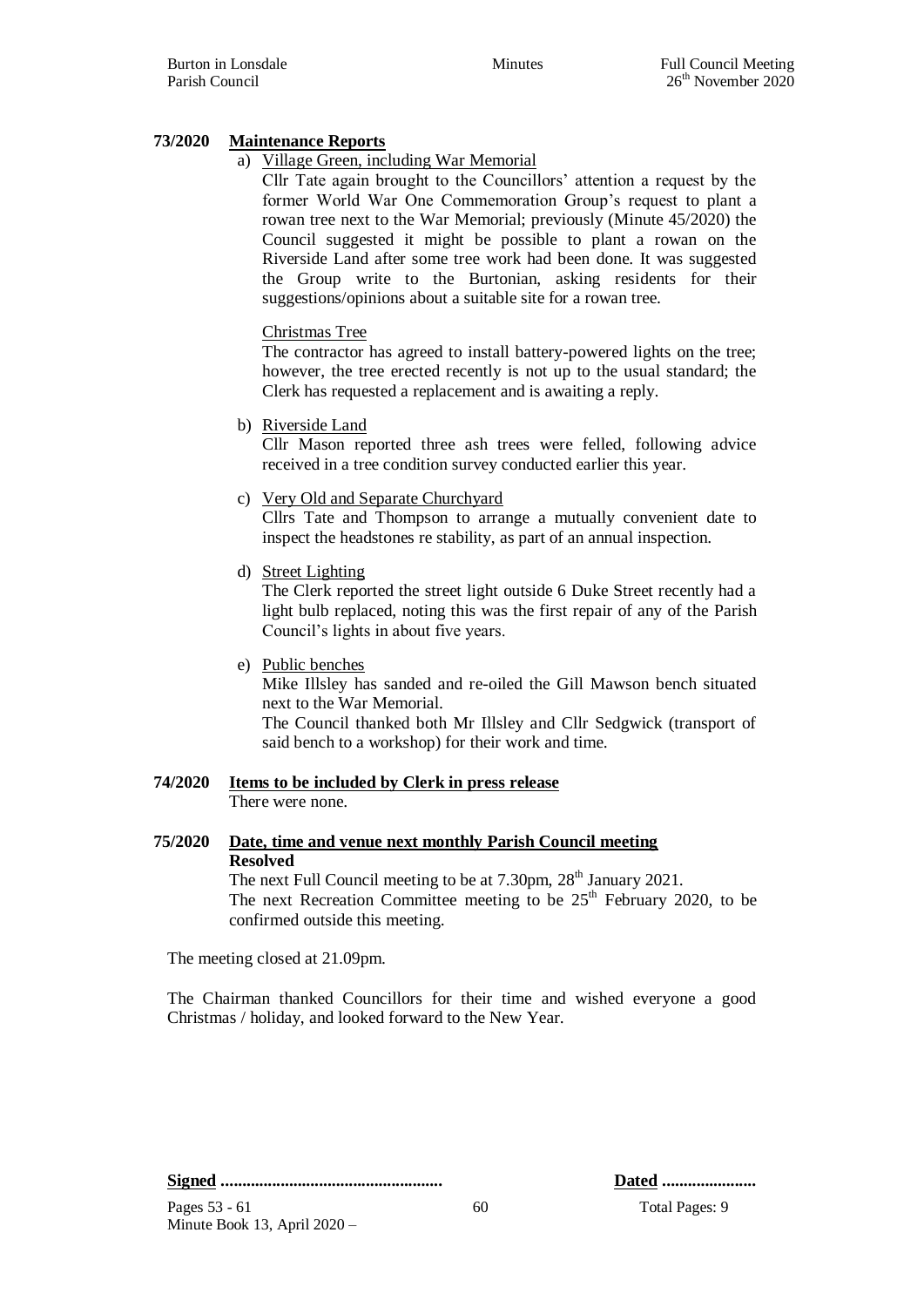**73/2020 Maintenance Reports**

a) Village Green, including War Memorial

Cllr Tate again brought to the Councillors' attention a request by the former World War One Commemoration Group's request to plant a rowan tree next to the War Memorial; previously (Minute 45/2020) the Council suggested it might be possible to plant a rowan on the Riverside Land after some tree work had been done. It was suggested the Group write to the Burtonian, asking residents for their suggestions/opinions about a suitable site for a rowan tree.

Christmas Tree

The contractor has agreed to install battery-powered lights on the tree; however, the tree erected recently is not up to the usual standard; the Clerk has requested a replacement and is awaiting a reply.

b) Riverside Land

Cllr Mason reported three ash trees were felled, following advice received in a tree condition survey conducted earlier this year.

c) Very Old and Separate Churchyard

Cllrs Tate and Thompson to arrange a mutually convenient date to inspect the headstones re stability, as part of an annual inspection.

d) Street Lighting

The Clerk reported the street light outside 6 Duke Street recently had a light bulb replaced, noting this was the first repair of any of the Parish Council's lights in about five years.

e) Public benches

Mike Illsley has sanded and re-oiled the Gill Mawson bench situated next to the War Memorial.

The Council thanked both Mr Illsley and Cllr Sedgwick (transport of said bench to a workshop) for their work and time.

**74/2020 Items to be included by Clerk in press release**

There were none.

**75/2020 Date, time and venue next monthly Parish Council meeting**

**Resolved**

The next Full Council meeting to be at 7.30pm, 28th January 2021.

The next Recreation Committee meeting to be 25th February 2020, to be confirmed outside this meeting.

The meeting closed at 21.09pm.

The Chairman thanked Councillors for their time and wished everyone a good Christmas / holiday, and looked forward to the New Year.

**Signed** ................................................... **Dated** ......................

Pages 53 - 61 Total Pages: 9
Minute Book 13, April 2020 –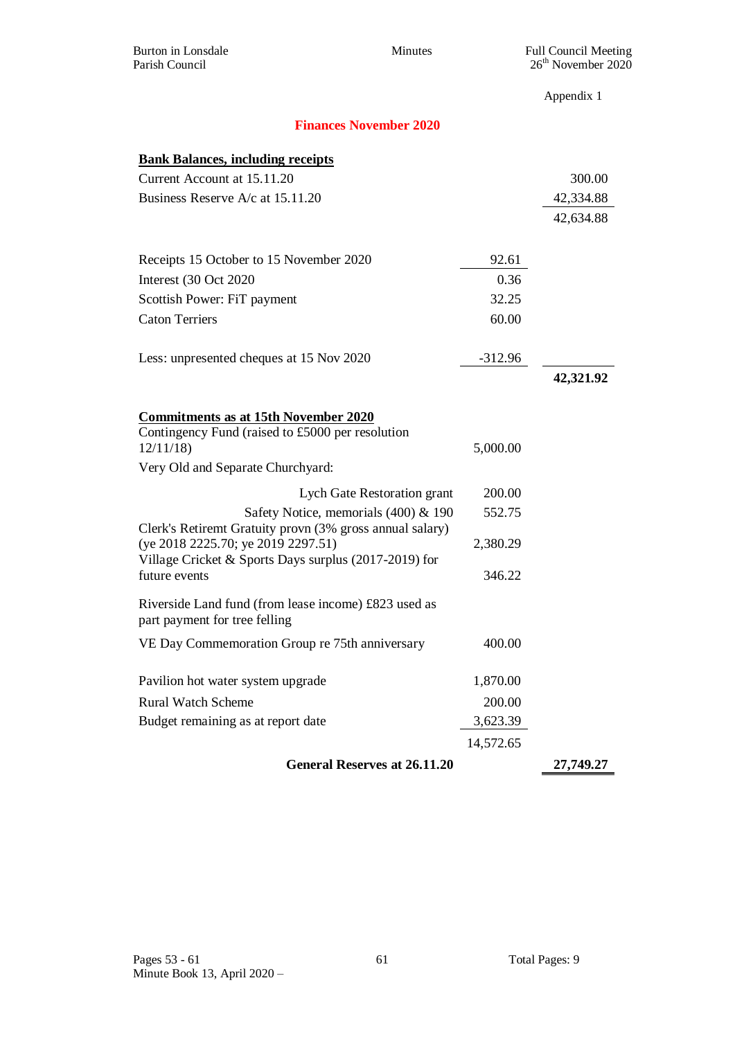Appendix 1

## Finances November 2020

| | | |
|---|---|---|
| **Bank Balances, including receipts** | | |
| Current Account at 15.11.20 | | 300.00 |
| Business Reserve A/c at 15.11.20 | | 42,334.88 |
| | | 42,634.88 |
| | | |
| Receipts 15 October to 15 November 2020 | 92.61 | |
| Interest (30 Oct 2020 | 0.36 | |
| Scottish Power: FiT payment | 32.25 | |
| Caton Terriers | 60.00 | |
| | | |
| Less: unpresented cheques at 15 Nov 2020 | -312.96 | |
| | | **42,321.92** |
| | | |
| **Commitments as at 15th November 2020** | | |
| Contingency Fund (raised to £5000 per resolution 12/11/18) | 5,000.00 | |
| Very Old and Separate Churchyard: | | |
| Lych Gate Restoration grant | 200.00 | |
| Safety Notice, memorials (400) & 190 | 552.75 | |
| Clerk's Retiremt Gratuity provn (3% gross annual salary) (ye 2018 2225.70; ye 2019 2297.51) | 2,380.29 | |
| Village Cricket & Sports Days surplus (2017-2019) for future events | 346.22 | |
| Riverside Land fund (from lease income) £823 used as part payment for tree felling | | |
| VE Day Commemoration Group re 75th anniversary | 400.00 | |
| | | |
| Pavilion hot water system upgrade | 1,870.00 | |
| Rural Watch Scheme | 200.00 | |
| Budget remaining as at report date | 3,623.39 | |
| | 14,572.65 | |
| **General Reserves at 26.11.20** | | **27,749.27** |